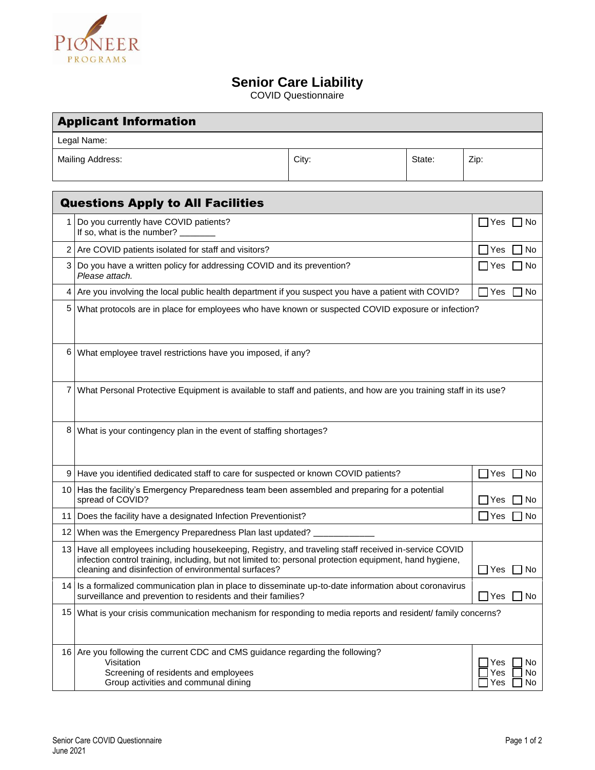PIONEER PROGRAMS

# Senior Care Liability

COVID Questionnaire

## Applicant Information

| Legal Name: | | | |
|---|---|---|---|
| Mailing Address: | City: | State: | Zip: |

## Questions Apply to All Facilities

| # | Question | Response |
|---|---|---|
| 1 | Do you currently have COVID patients?<br>If so, what is the number? _______ | ☐ Yes ☐ No |
| 2 | Are COVID patients isolated for staff and visitors? | ☐ Yes ☐ No |
| 3 | Do you have a written policy for addressing COVID and its prevention?<br>*Please attach.* | ☐ Yes ☐ No |
| 4 | Are you involving the local public health department if you suspect you have a patient with COVID? | ☐ Yes ☐ No |
| 5 | What protocols are in place for employees who have known or suspected COVID exposure or infection? | |
| 6 | What employee travel restrictions have you imposed, if any? | |
| 7 | What Personal Protective Equipment is available to staff and patients, and how are you training staff in its use? | |
| 8 | What is your contingency plan in the event of staffing shortages? | |
| 9 | Have you identified dedicated staff to care for suspected or known COVID patients? | ☐ Yes ☐ No |
| 10 | Has the facility's Emergency Preparedness team been assembled and preparing for a potential spread of COVID? | ☐ Yes ☐ No |
| 11 | Does the facility have a designated Infection Preventionist? | ☐ Yes ☐ No |
| 12 | When was the Emergency Preparedness Plan last updated? ____________ | |
| 13 | Have all employees including housekeeping, Registry, and traveling staff received in-service COVID infection control training, including, but not limited to: personal protection equipment, hand hygiene, cleaning and disinfection of environmental surfaces? | ☐ Yes ☐ No |
| 14 | Is a formalized communication plan in place to disseminate up-to-date information about coronavirus surveillance and prevention to residents and their families? | ☐ Yes ☐ No |
| 15 | What is your crisis communication mechanism for responding to media reports and resident/ family concerns? | |
| 16 | Are you following the current CDC and CMS guidance regarding the following?<br>Visitation<br>Screening of residents and employees<br>Group activities and communal dining | <br>☐ Yes ☐ No<br>☐ Yes ☐ No<br>☐ Yes ☐ No |

Senior Care COVID Questionnaire
June 2021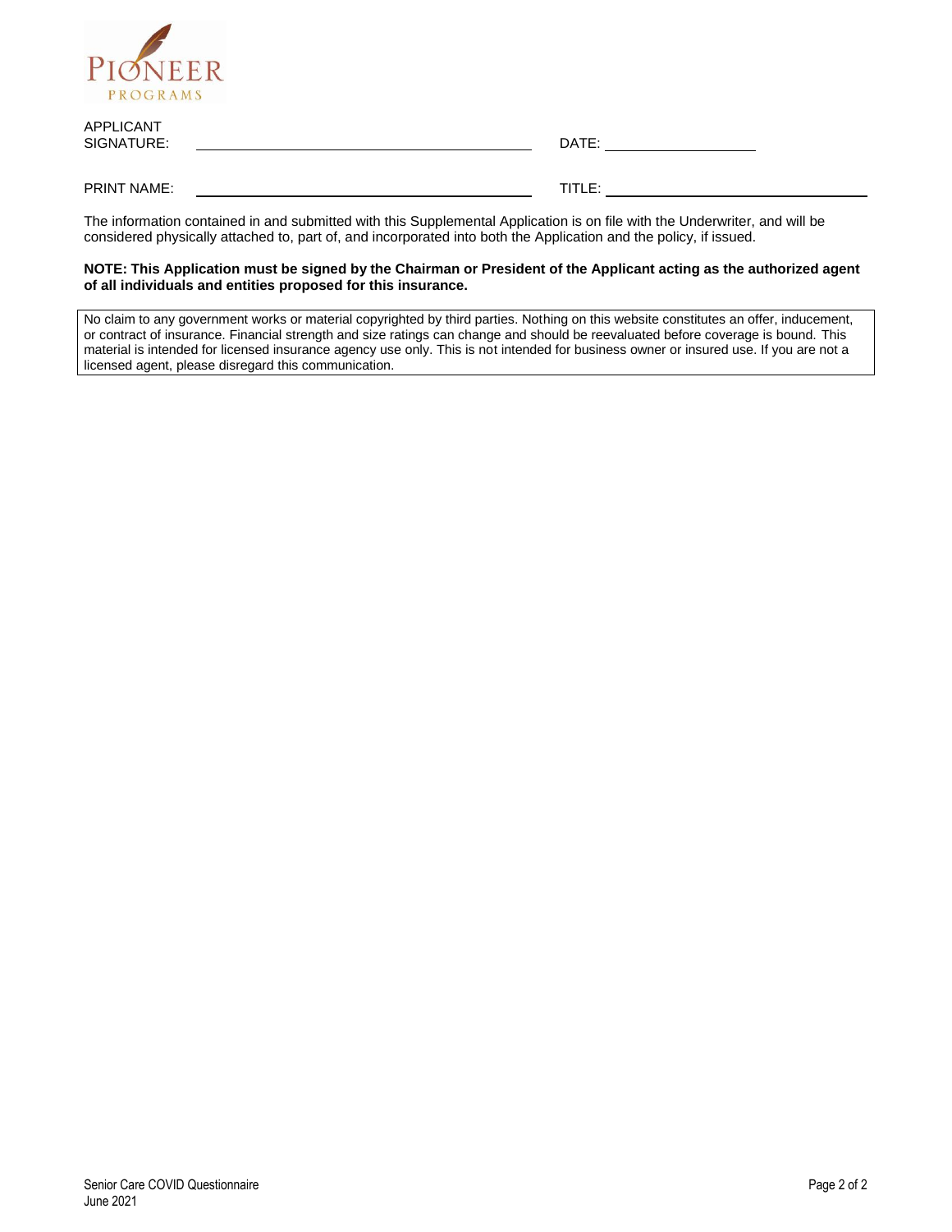APPLICANT SIGNATURE: ______________________________ DATE: ____________________

PRINT NAME: ______________________________ TITLE: ____________________

The information contained in and submitted with this Supplemental Application is on file with the Underwriter, and will be considered physically attached to, part of, and incorporated into both the Application and the policy, if issued.

**NOTE: This Application must be signed by the Chairman or President of the Applicant acting as the authorized agent of all individuals and entities proposed for this insurance.**

No claim to any government works or material copyrighted by third parties. Nothing on this website constitutes an offer, inducement, or contract of insurance. Financial strength and size ratings can change and should be reevaluated before coverage is bound. This material is intended for licensed insurance agency use only. This is not intended for business owner or insured use. If you are not a licensed agent, please disregard this communication.